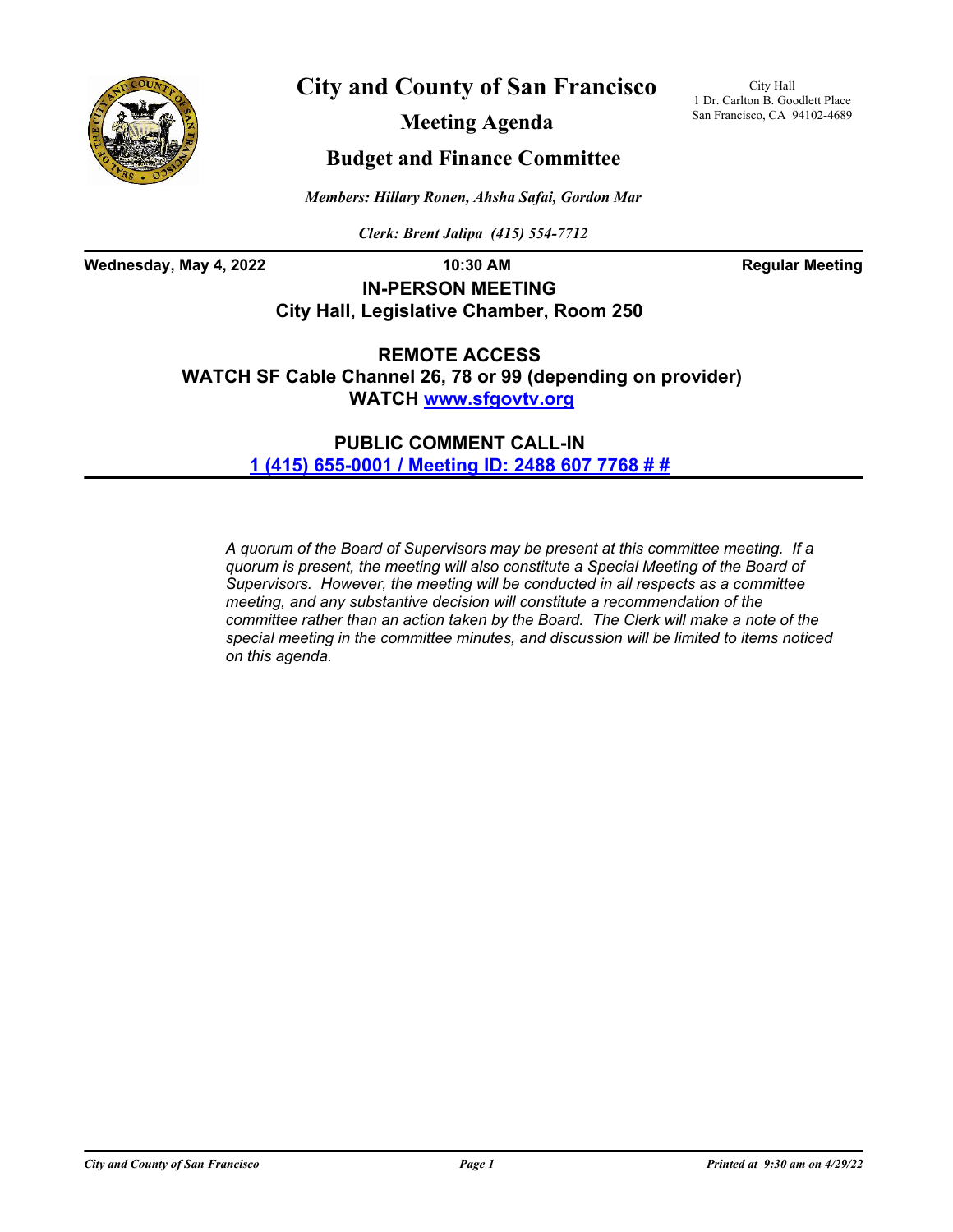# City and County of San Francisco

City Hall
1 Dr. Carlton B. Goodlett Place
San Francisco, CA 94102-4689

## Meeting Agenda

## Budget and Finance Committee

*Members: Hillary Ronen, Ahsha Safai, Gordon Mar*

*Clerk: Brent Jalipa (415) 554-7712*

**Wednesday, May 4, 2022** **10:30 AM** **Regular Meeting**

**IN-PERSON MEETING**
**City Hall, Legislative Chamber, Room 250**

**REMOTE ACCESS**
**WATCH SF Cable Channel 26, 78 or 99 (depending on provider)**
**WATCH www.sfgovtv.org**

**PUBLIC COMMENT CALL-IN**
**1 (415) 655-0001 / Meeting ID: 2488 607 7768 # #**

*A quorum of the Board of Supervisors may be present at this committee meeting. If a quorum is present, the meeting will also constitute a Special Meeting of the Board of Supervisors. However, the meeting will be conducted in all respects as a committee meeting, and any substantive decision will constitute a recommendation of the committee rather than an action taken by the Board. The Clerk will make a note of the special meeting in the committee minutes, and discussion will be limited to items noticed on this agenda.*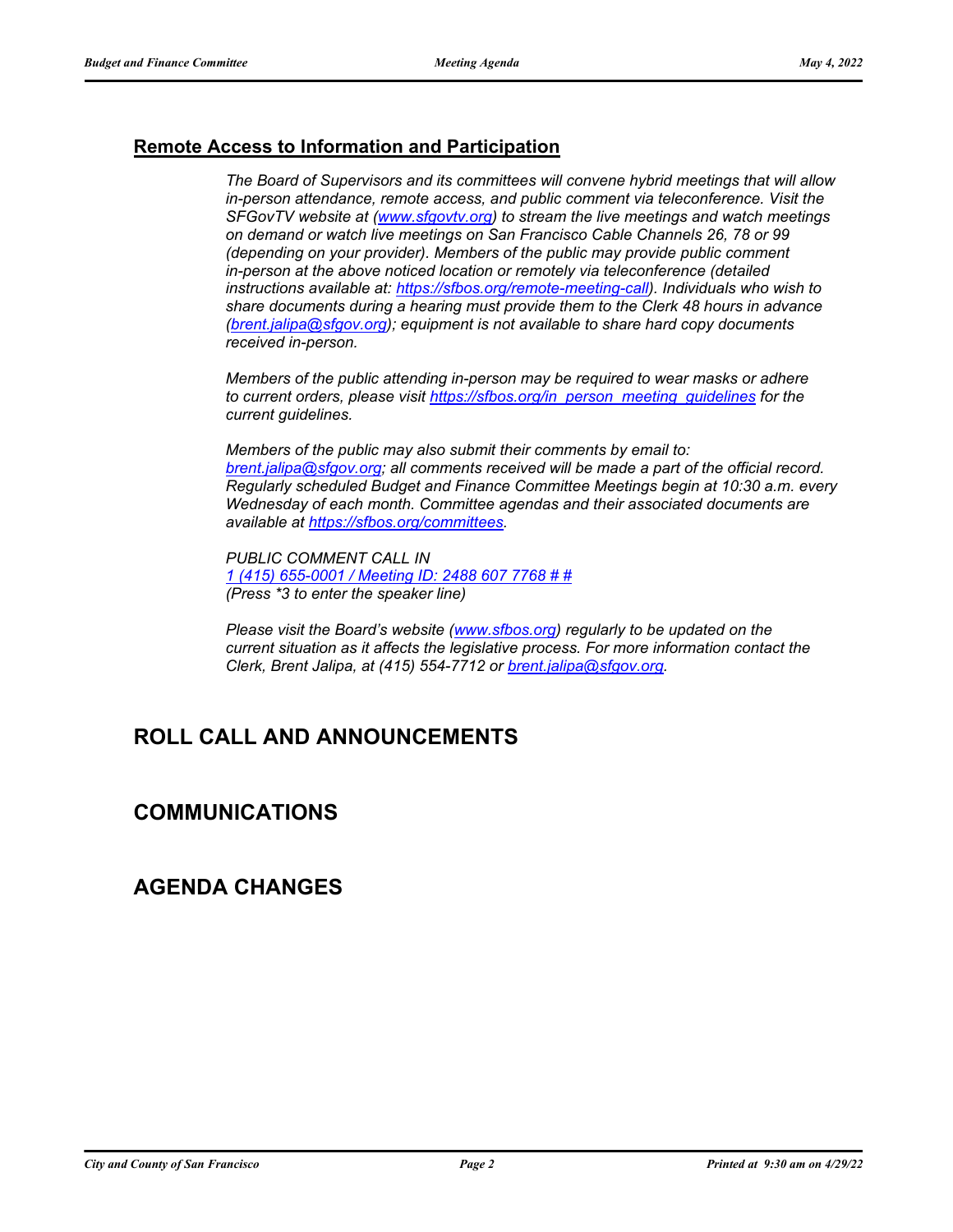## Remote Access to Information and Participation

*The Board of Supervisors and its committees will convene hybrid meetings that will allow in-person attendance, remote access, and public comment via teleconference. Visit the SFGovTV website at (www.sfgovtv.org) to stream the live meetings and watch meetings on demand or watch live meetings on San Francisco Cable Channels 26, 78 or 99 (depending on your provider). Members of the public may provide public comment in-person at the above noticed location or remotely via teleconference (detailed instructions available at: https://sfbos.org/remote-meeting-call). Individuals who wish to share documents during a hearing must provide them to the Clerk 48 hours in advance (brent.jalipa@sfgov.org); equipment is not available to share hard copy documents received in-person.*

*Members of the public attending in-person may be required to wear masks or adhere to current orders, please visit https://sfbos.org/in_person_meeting_guidelines for the current guidelines.*

*Members of the public may also submit their comments by email to: brent.jalipa@sfgov.org; all comments received will be made a part of the official record. Regularly scheduled Budget and Finance Committee Meetings begin at 10:30 a.m. every Wednesday of each month. Committee agendas and their associated documents are available at https://sfbos.org/committees.*

*PUBLIC COMMENT CALL IN*
*1 (415) 655-0001 / Meeting ID: 2488 607 7768 # #*
*(Press *3 to enter the speaker line)*

*Please visit the Board's website (www.sfbos.org) regularly to be updated on the current situation as it affects the legislative process. For more information contact the Clerk, Brent Jalipa, at (415) 554-7712 or brent.jalipa@sfgov.org.*

# ROLL CALL AND ANNOUNCEMENTS

# COMMUNICATIONS

# AGENDA CHANGES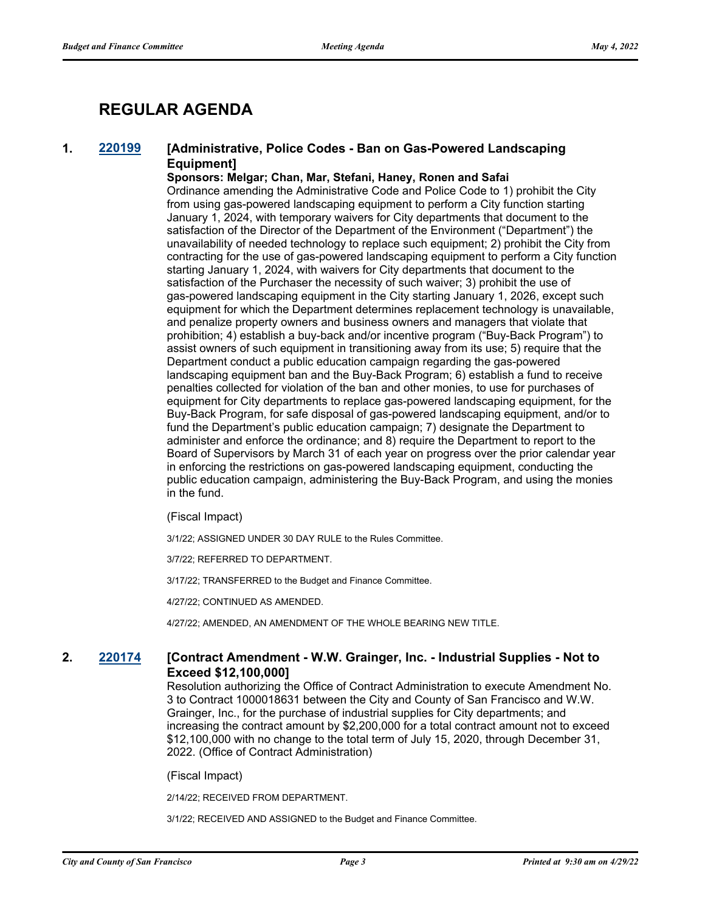# REGULAR AGENDA

**1. [220199](220199) [Administrative, Police Codes - Ban on Gas-Powered Landscaping Equipment]**

**Sponsors: Melgar; Chan, Mar, Stefani, Haney, Ronen and Safai**

Ordinance amending the Administrative Code and Police Code to 1) prohibit the City from using gas-powered landscaping equipment to perform a City function starting January 1, 2024, with temporary waivers for City departments that document to the satisfaction of the Director of the Department of the Environment ("Department") the unavailability of needed technology to replace such equipment; 2) prohibit the City from contracting for the use of gas-powered landscaping equipment to perform a City function starting January 1, 2024, with waivers for City departments that document to the satisfaction of the Purchaser the necessity of such waiver; 3) prohibit the use of gas-powered landscaping equipment in the City starting January 1, 2026, except such equipment for which the Department determines replacement technology is unavailable, and penalize property owners and business owners and managers that violate that prohibition; 4) establish a buy-back and/or incentive program ("Buy-Back Program") to assist owners of such equipment in transitioning away from its use; 5) require that the Department conduct a public education campaign regarding the gas-powered landscaping equipment ban and the Buy-Back Program; 6) establish a fund to receive penalties collected for violation of the ban and other monies, to use for purchases of equipment for City departments to replace gas-powered landscaping equipment, for the Buy-Back Program, for safe disposal of gas-powered landscaping equipment, and/or to fund the Department's public education campaign; 7) designate the Department to administer and enforce the ordinance; and 8) require the Department to report to the Board of Supervisors by March 31 of each year on progress over the prior calendar year in enforcing the restrictions on gas-powered landscaping equipment, conducting the public education campaign, administering the Buy-Back Program, and using the monies in the fund.

(Fiscal Impact)

3/1/22; ASSIGNED UNDER 30 DAY RULE to the Rules Committee.

3/7/22; REFERRED TO DEPARTMENT.

3/17/22; TRANSFERRED to the Budget and Finance Committee.

4/27/22; CONTINUED AS AMENDED.

4/27/22; AMENDED, AN AMENDMENT OF THE WHOLE BEARING NEW TITLE.

**2. [220174](220174) [Contract Amendment - W.W. Grainger, Inc. - Industrial Supplies - Not to Exceed $12,100,000]**

Resolution authorizing the Office of Contract Administration to execute Amendment No. 3 to Contract 1000018631 between the City and County of San Francisco and W.W. Grainger, Inc., for the purchase of industrial supplies for City departments; and increasing the contract amount by $2,200,000 for a total contract amount not to exceed $12,100,000 with no change to the total term of July 15, 2020, through December 31, 2022. (Office of Contract Administration)

(Fiscal Impact)

2/14/22; RECEIVED FROM DEPARTMENT.

3/1/22; RECEIVED AND ASSIGNED to the Budget and Finance Committee.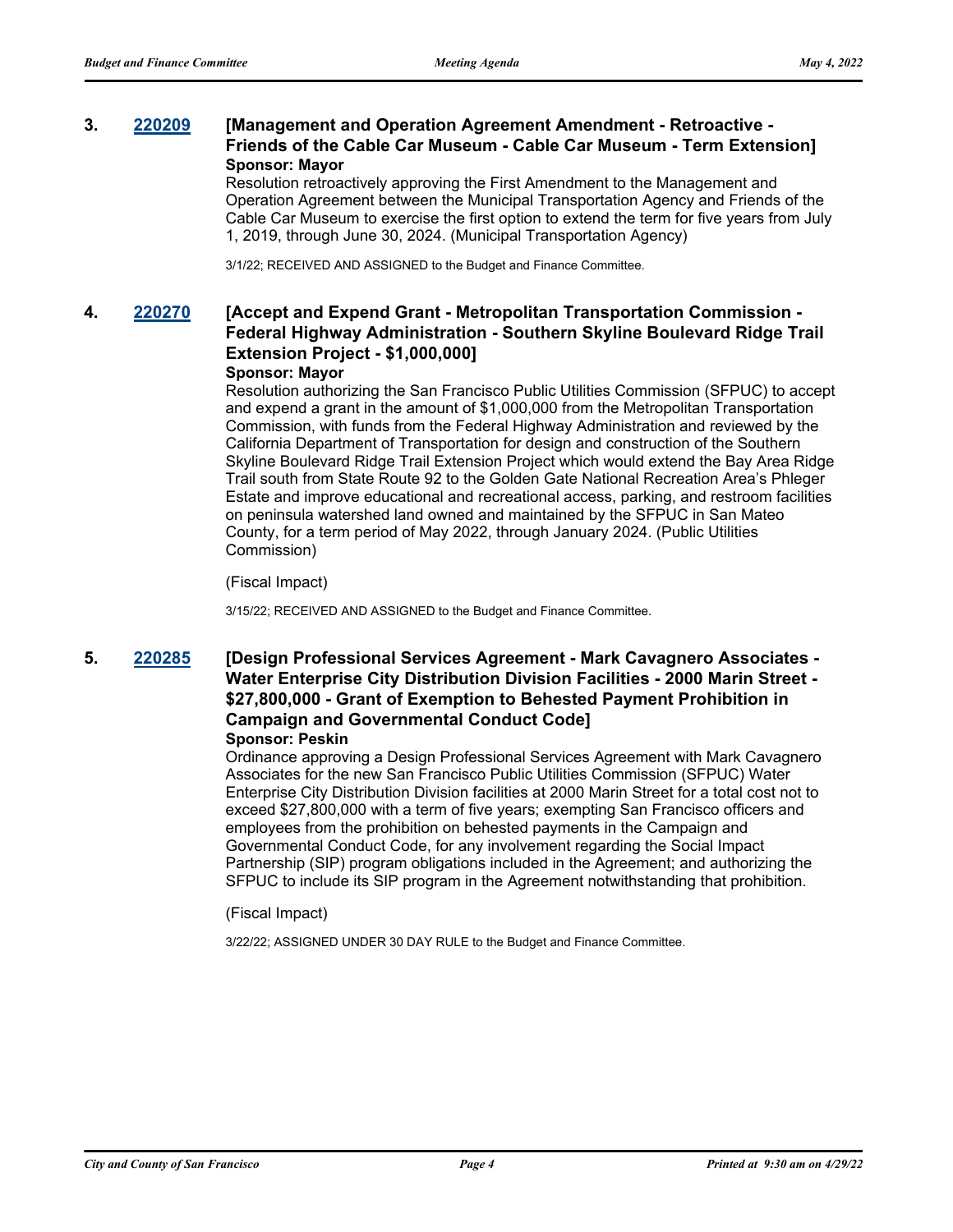**3. [220209](#) [Management and Operation Agreement Amendment - Retroactive - Friends of the Cable Car Museum - Cable Car Museum - Term Extension]**

**Sponsor: Mayor**

Resolution retroactively approving the First Amendment to the Management and Operation Agreement between the Municipal Transportation Agency and Friends of the Cable Car Museum to exercise the first option to extend the term for five years from July 1, 2019, through June 30, 2024. (Municipal Transportation Agency)

3/1/22; RECEIVED AND ASSIGNED to the Budget and Finance Committee.

**4. [220270](#) [Accept and Expend Grant - Metropolitan Transportation Commission - Federal Highway Administration - Southern Skyline Boulevard Ridge Trail Extension Project - $1,000,000]**

**Sponsor: Mayor**

Resolution authorizing the San Francisco Public Utilities Commission (SFPUC) to accept and expend a grant in the amount of $1,000,000 from the Metropolitan Transportation Commission, with funds from the Federal Highway Administration and reviewed by the California Department of Transportation for design and construction of the Southern Skyline Boulevard Ridge Trail Extension Project which would extend the Bay Area Ridge Trail south from State Route 92 to the Golden Gate National Recreation Area's Phleger Estate and improve educational and recreational access, parking, and restroom facilities on peninsula watershed land owned and maintained by the SFPUC in San Mateo County, for a term period of May 2022, through January 2024. (Public Utilities Commission)

(Fiscal Impact)

3/15/22; RECEIVED AND ASSIGNED to the Budget and Finance Committee.

**5. [220285](#) [Design Professional Services Agreement - Mark Cavagnero Associates - Water Enterprise City Distribution Division Facilities - 2000 Marin Street - $27,800,000 - Grant of Exemption to Behested Payment Prohibition in Campaign and Governmental Conduct Code]**

**Sponsor: Peskin**

Ordinance approving a Design Professional Services Agreement with Mark Cavagnero Associates for the new San Francisco Public Utilities Commission (SFPUC) Water Enterprise City Distribution Division facilities at 2000 Marin Street for a total cost not to exceed $27,800,000 with a term of five years; exempting San Francisco officers and employees from the prohibition on behested payments in the Campaign and Governmental Conduct Code, for any involvement regarding the Social Impact Partnership (SIP) program obligations included in the Agreement; and authorizing the SFPUC to include its SIP program in the Agreement notwithstanding that prohibition.

(Fiscal Impact)

3/22/22; ASSIGNED UNDER 30 DAY RULE to the Budget and Finance Committee.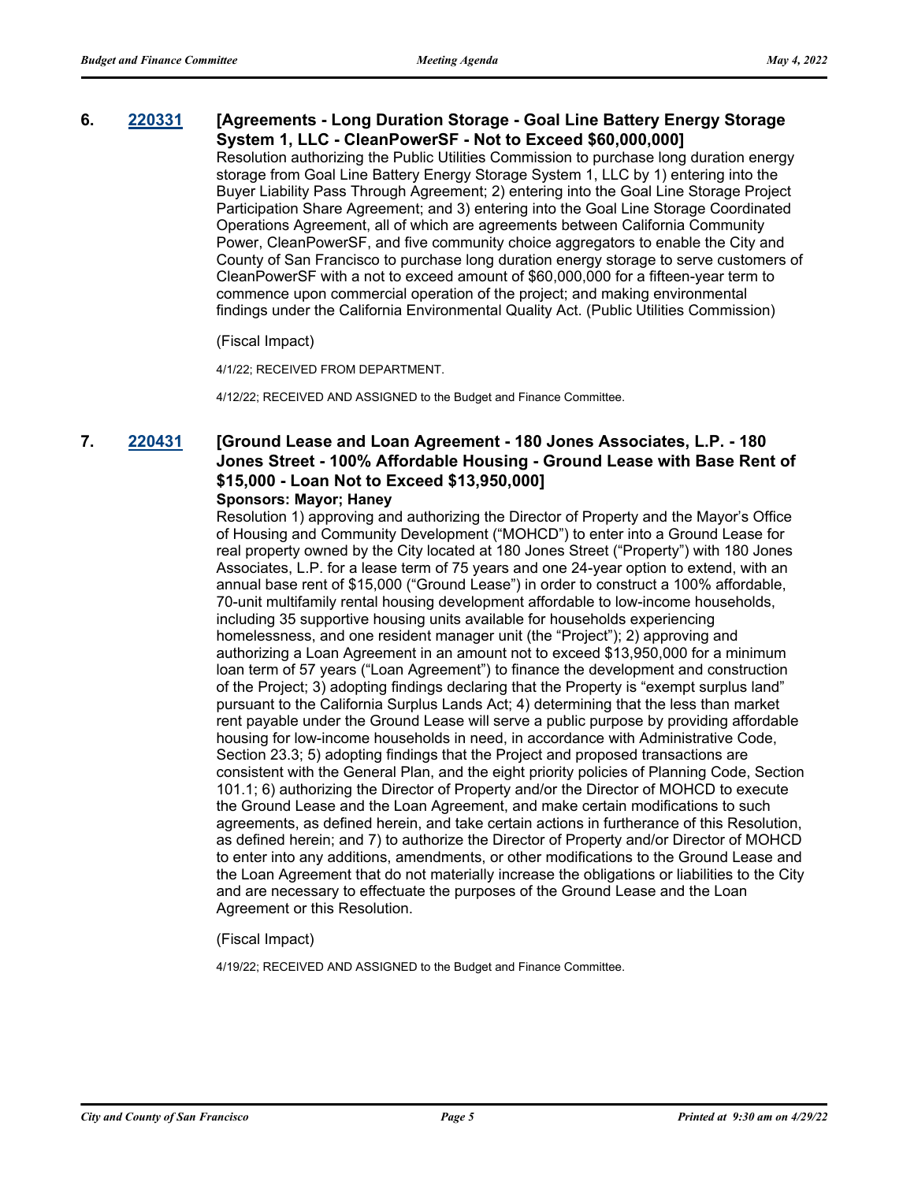**6. [220331](220331) [Agreements - Long Duration Storage - Goal Line Battery Energy Storage System 1, LLC - CleanPowerSF - Not to Exceed $60,000,000]**

Resolution authorizing the Public Utilities Commission to purchase long duration energy storage from Goal Line Battery Energy Storage System 1, LLC by 1) entering into the Buyer Liability Pass Through Agreement; 2) entering into the Goal Line Storage Project Participation Share Agreement; and 3) entering into the Goal Line Storage Coordinated Operations Agreement, all of which are agreements between California Community Power, CleanPowerSF, and five community choice aggregators to enable the City and County of San Francisco to purchase long duration energy storage to serve customers of CleanPowerSF with a not to exceed amount of $60,000,000 for a fifteen-year term to commence upon commercial operation of the project; and making environmental findings under the California Environmental Quality Act. (Public Utilities Commission)

(Fiscal Impact)

4/1/22; RECEIVED FROM DEPARTMENT.

4/12/22; RECEIVED AND ASSIGNED to the Budget and Finance Committee.

**7. [220431](220431) [Ground Lease and Loan Agreement - 180 Jones Associates, L.P. - 180 Jones Street - 100% Affordable Housing - Ground Lease with Base Rent of $15,000 - Loan Not to Exceed $13,950,000]**

**Sponsors: Mayor; Haney**

Resolution 1) approving and authorizing the Director of Property and the Mayor's Office of Housing and Community Development ("MOHCD") to enter into a Ground Lease for real property owned by the City located at 180 Jones Street ("Property") with 180 Jones Associates, L.P. for a lease term of 75 years and one 24-year option to extend, with an annual base rent of $15,000 ("Ground Lease") in order to construct a 100% affordable, 70-unit multifamily rental housing development affordable to low-income households, including 35 supportive housing units available for households experiencing homelessness, and one resident manager unit (the "Project"); 2) approving and authorizing a Loan Agreement in an amount not to exceed $13,950,000 for a minimum loan term of 57 years ("Loan Agreement") to finance the development and construction of the Project; 3) adopting findings declaring that the Property is "exempt surplus land" pursuant to the California Surplus Lands Act; 4) determining that the less than market rent payable under the Ground Lease will serve a public purpose by providing affordable housing for low-income households in need, in accordance with Administrative Code, Section 23.3; 5) adopting findings that the Project and proposed transactions are consistent with the General Plan, and the eight priority policies of Planning Code, Section 101.1; 6) authorizing the Director of Property and/or the Director of MOHCD to execute the Ground Lease and the Loan Agreement, and make certain modifications to such agreements, as defined herein, and take certain actions in furtherance of this Resolution, as defined herein; and 7) to authorize the Director of Property and/or Director of MOHCD to enter into any additions, amendments, or other modifications to the Ground Lease and the Loan Agreement that do not materially increase the obligations or liabilities to the City and are necessary to effectuate the purposes of the Ground Lease and the Loan Agreement or this Resolution.

(Fiscal Impact)

4/19/22; RECEIVED AND ASSIGNED to the Budget and Finance Committee.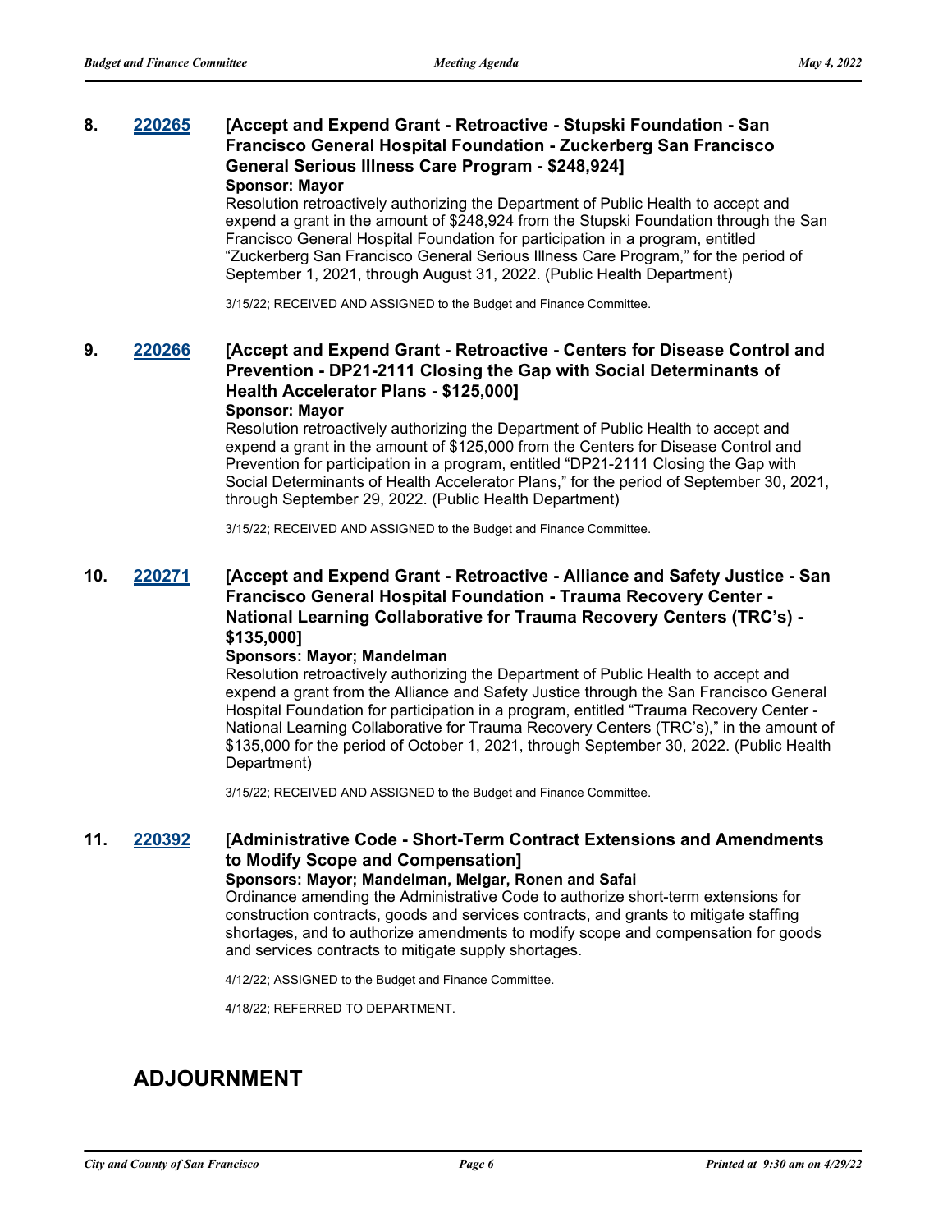**8. 220265 [Accept and Expend Grant - Retroactive - Stupski Foundation - San Francisco General Hospital Foundation - Zuckerberg San Francisco General Serious Illness Care Program - $248,924]**

**Sponsor: Mayor**

Resolution retroactively authorizing the Department of Public Health to accept and expend a grant in the amount of $248,924 from the Stupski Foundation through the San Francisco General Hospital Foundation for participation in a program, entitled "Zuckerberg San Francisco General Serious Illness Care Program," for the period of September 1, 2021, through August 31, 2022. (Public Health Department)

3/15/22; RECEIVED AND ASSIGNED to the Budget and Finance Committee.

**9. 220266 [Accept and Expend Grant - Retroactive - Centers for Disease Control and Prevention - DP21-2111 Closing the Gap with Social Determinants of Health Accelerator Plans - $125,000]**

**Sponsor: Mayor**

Resolution retroactively authorizing the Department of Public Health to accept and expend a grant in the amount of $125,000 from the Centers for Disease Control and Prevention for participation in a program, entitled "DP21-2111 Closing the Gap with Social Determinants of Health Accelerator Plans," for the period of September 30, 2021, through September 29, 2022. (Public Health Department)

3/15/22; RECEIVED AND ASSIGNED to the Budget and Finance Committee.

**10. 220271 [Accept and Expend Grant - Retroactive - Alliance and Safety Justice - San Francisco General Hospital Foundation - Trauma Recovery Center - National Learning Collaborative for Trauma Recovery Centers (TRC's) - $135,000]**

**Sponsors: Mayor; Mandelman**

Resolution retroactively authorizing the Department of Public Health to accept and expend a grant from the Alliance and Safety Justice through the San Francisco General Hospital Foundation for participation in a program, entitled "Trauma Recovery Center - National Learning Collaborative for Trauma Recovery Centers (TRC's)," in the amount of $135,000 for the period of October 1, 2021, through September 30, 2022. (Public Health Department)

3/15/22; RECEIVED AND ASSIGNED to the Budget and Finance Committee.

**11. 220392 [Administrative Code - Short-Term Contract Extensions and Amendments to Modify Scope and Compensation]**

**Sponsors: Mayor; Mandelman, Melgar, Ronen and Safai**

Ordinance amending the Administrative Code to authorize short-term extensions for construction contracts, goods and services contracts, and grants to mitigate staffing shortages, and to authorize amendments to modify scope and compensation for goods and services contracts to mitigate supply shortages.

4/12/22; ASSIGNED to the Budget and Finance Committee.

4/18/22; REFERRED TO DEPARTMENT.

## ADJOURNMENT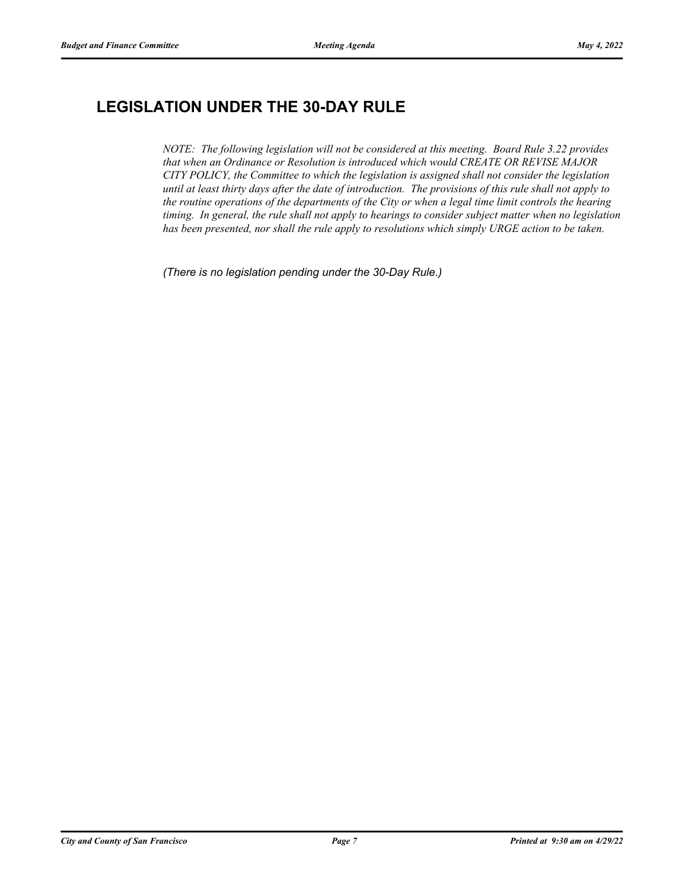## LEGISLATION UNDER THE 30-DAY RULE

*NOTE: The following legislation will not be considered at this meeting. Board Rule 3.22 provides that when an Ordinance or Resolution is introduced which would CREATE OR REVISE MAJOR CITY POLICY, the Committee to which the legislation is assigned shall not consider the legislation until at least thirty days after the date of introduction. The provisions of this rule shall not apply to the routine operations of the departments of the City or when a legal time limit controls the hearing timing. In general, the rule shall not apply to hearings to consider subject matter when no legislation has been presented, nor shall the rule apply to resolutions which simply URGE action to be taken.*

*(There is no legislation pending under the 30-Day Rule.)*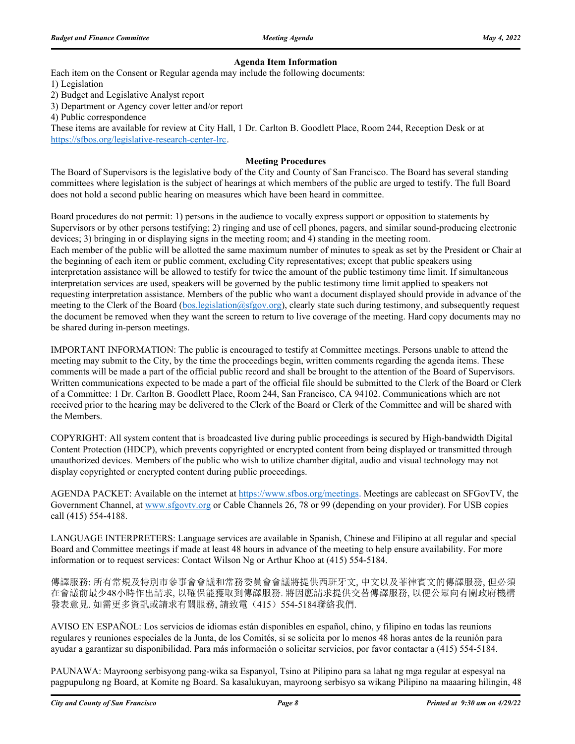### Agenda Item Information

Each item on the Consent or Regular agenda may include the following documents:

1) Legislation
2) Budget and Legislative Analyst report
3) Department or Agency cover letter and/or report
4) Public correspondence

These items are available for review at City Hall, 1 Dr. Carlton B. Goodlett Place, Room 244, Reception Desk or at https://sfbos.org/legislative-research-center-lrc.

### Meeting Procedures

The Board of Supervisors is the legislative body of the City and County of San Francisco. The Board has several standing committees where legislation is the subject of hearings at which members of the public are urged to testify. The full Board does not hold a second public hearing on measures which have been heard in committee.

Board procedures do not permit: 1) persons in the audience to vocally express support or opposition to statements by Supervisors or by other persons testifying; 2) ringing and use of cell phones, pagers, and similar sound-producing electronic devices; 3) bringing in or displaying signs in the meeting room; and 4) standing in the meeting room.
Each member of the public will be allotted the same maximum number of minutes to speak as set by the President or Chair at the beginning of each item or public comment, excluding City representatives; except that public speakers using interpretation assistance will be allowed to testify for twice the amount of the public testimony time limit. If simultaneous interpretation services are used, speakers will be governed by the public testimony time limit applied to speakers not requesting interpretation assistance. Members of the public who want a document displayed should provide in advance of the meeting to the Clerk of the Board (bos.legislation@sfgov.org), clearly state such during testimony, and subsequently request the document be removed when they want the screen to return to live coverage of the meeting. Hard copy documents may not be shared during in-person meetings.

IMPORTANT INFORMATION: The public is encouraged to testify at Committee meetings. Persons unable to attend the meeting may submit to the City, by the time the proceedings begin, written comments regarding the agenda items. These comments will be made a part of the official public record and shall be brought to the attention of the Board of Supervisors. Written communications expected to be made a part of the official file should be submitted to the Clerk of the Board or Clerk of a Committee: 1 Dr. Carlton B. Goodlett Place, Room 244, San Francisco, CA 94102. Communications which are not received prior to the hearing may be delivered to the Clerk of the Board or Clerk of the Committee and will be shared with the Members.

COPYRIGHT: All system content that is broadcasted live during public proceedings is secured by High-bandwidth Digital Content Protection (HDCP), which prevents copyrighted or encrypted content from being displayed or transmitted through unauthorized devices. Members of the public who wish to utilize chamber digital, audio and visual technology may not display copyrighted or encrypted content during public proceedings.

AGENDA PACKET: Available on the internet at https://www.sfbos.org/meetings. Meetings are cablecast on SFGovTV, the Government Channel, at www.sfgovtv.org or Cable Channels 26, 78 or 99 (depending on your provider). For USB copies call (415) 554-4188.

LANGUAGE INTERPRETERS: Language services are available in Spanish, Chinese and Filipino at all regular and special Board and Committee meetings if made at least 48 hours in advance of the meeting to help ensure availability. For more information or to request services: Contact Wilson Ng or Arthur Khoo at (415) 554-5184.

傳譯服務: 所有常規及特別市參事會會議和常務委員會會議將提供西班牙文, 中文以及菲律賓文的傳譯服務, 但必須在會議前最少48小時作出請求, 以確保能獲取到傳譯服務. 將因應請求提供交替傳譯服務, 以便公眾向有關政府機構發表意見. 如需更多資訊或請求有關服務, 請致電（415）554-5184聯絡我們.

AVISO EN ESPAÑOL: Los servicios de idiomas están disponibles en español, chino, y filipino en todas las reunions regulares y reuniones especiales de la Junta, de los Comités, si se solicita por lo menos 48 horas antes de la reunión para ayudar a garantizar su disponibilidad. Para más información o solicitar servicios, por favor contactar a (415) 554-5184.

PAUNAWA: Mayroong serbisyong pang-wika sa Espanyol, Tsino at Pilipino para sa lahat ng mga regular at espesyal na pagpupulong ng Board, at Komite ng Board. Sa kasalukuyan, mayroong serbisyo sa wikang Pilipino na maaaring hilingin, 48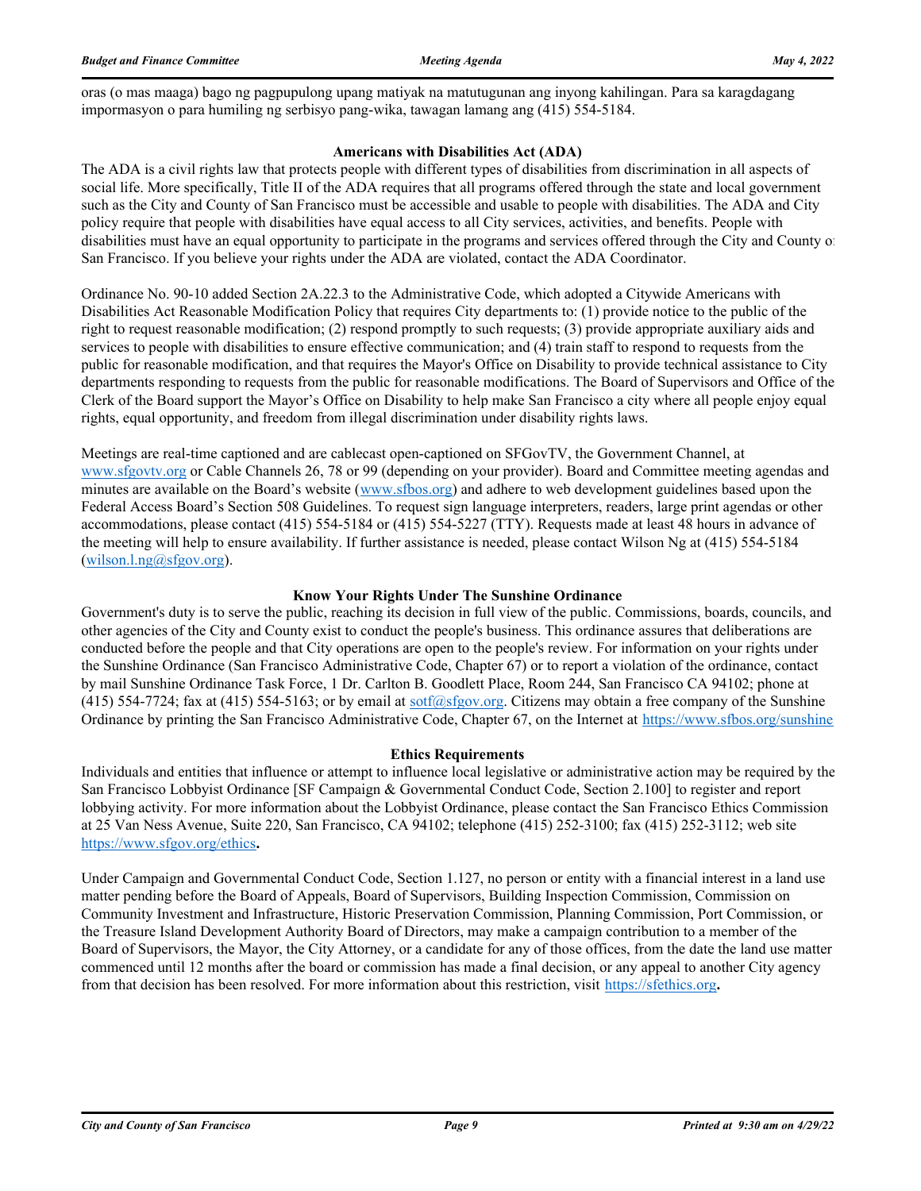oras (o mas maaga) bago ng pagpupulong upang matiyak na matutugunan ang inyong kahilingan. Para sa karagdagang impormasyon o para humiling ng serbisyo pang-wika, tawagan lamang ang (415) 554-5184.

**Americans with Disabilities Act (ADA)**

The ADA is a civil rights law that protects people with different types of disabilities from discrimination in all aspects of social life. More specifically, Title II of the ADA requires that all programs offered through the state and local government such as the City and County of San Francisco must be accessible and usable to people with disabilities. The ADA and City policy require that people with disabilities have equal access to all City services, activities, and benefits. People with disabilities must have an equal opportunity to participate in the programs and services offered through the City and County of San Francisco. If you believe your rights under the ADA are violated, contact the ADA Coordinator.

Ordinance No. 90-10 added Section 2A.22.3 to the Administrative Code, which adopted a Citywide Americans with Disabilities Act Reasonable Modification Policy that requires City departments to: (1) provide notice to the public of the right to request reasonable modification; (2) respond promptly to such requests; (3) provide appropriate auxiliary aids and services to people with disabilities to ensure effective communication; and (4) train staff to respond to requests from the public for reasonable modification, and that requires the Mayor's Office on Disability to provide technical assistance to City departments responding to requests from the public for reasonable modifications. The Board of Supervisors and Office of the Clerk of the Board support the Mayor's Office on Disability to help make San Francisco a city where all people enjoy equal rights, equal opportunity, and freedom from illegal discrimination under disability rights laws.

Meetings are real-time captioned and are cablecast open-captioned on SFGovTV, the Government Channel, at www.sfgovtv.org or Cable Channels 26, 78 or 99 (depending on your provider). Board and Committee meeting agendas and minutes are available on the Board's website (www.sfbos.org) and adhere to web development guidelines based upon the Federal Access Board's Section 508 Guidelines. To request sign language interpreters, readers, large print agendas or other accommodations, please contact (415) 554-5184 or (415) 554-5227 (TTY). Requests made at least 48 hours in advance of the meeting will help to ensure availability. If further assistance is needed, please contact Wilson Ng at (415) 554-5184 (wilson.l.ng@sfgov.org).

**Know Your Rights Under The Sunshine Ordinance**

Government's duty is to serve the public, reaching its decision in full view of the public. Commissions, boards, councils, and other agencies of the City and County exist to conduct the people's business. This ordinance assures that deliberations are conducted before the people and that City operations are open to the people's review. For information on your rights under the Sunshine Ordinance (San Francisco Administrative Code, Chapter 67) or to report a violation of the ordinance, contact by mail Sunshine Ordinance Task Force, 1 Dr. Carlton B. Goodlett Place, Room 244, San Francisco CA 94102; phone at (415) 554-7724; fax at (415) 554-5163; or by email at sotf@sfgov.org. Citizens may obtain a free company of the Sunshine Ordinance by printing the San Francisco Administrative Code, Chapter 67, on the Internet at https://www.sfbos.org/sunshine

**Ethics Requirements**

Individuals and entities that influence or attempt to influence local legislative or administrative action may be required by the San Francisco Lobbyist Ordinance [SF Campaign & Governmental Conduct Code, Section 2.100] to register and report lobbying activity. For more information about the Lobbyist Ordinance, please contact the San Francisco Ethics Commission at 25 Van Ness Avenue, Suite 220, San Francisco, CA 94102; telephone (415) 252-3100; fax (415) 252-3112; web site https://www.sfgov.org/ethics**.**

Under Campaign and Governmental Conduct Code, Section 1.127, no person or entity with a financial interest in a land use matter pending before the Board of Appeals, Board of Supervisors, Building Inspection Commission, Commission on Community Investment and Infrastructure, Historic Preservation Commission, Planning Commission, Port Commission, or the Treasure Island Development Authority Board of Directors, may make a campaign contribution to a member of the Board of Supervisors, the Mayor, the City Attorney, or a candidate for any of those offices, from the date the land use matter commenced until 12 months after the board or commission has made a final decision, or any appeal to another City agency from that decision has been resolved. For more information about this restriction, visit https://sfethics.org**.**